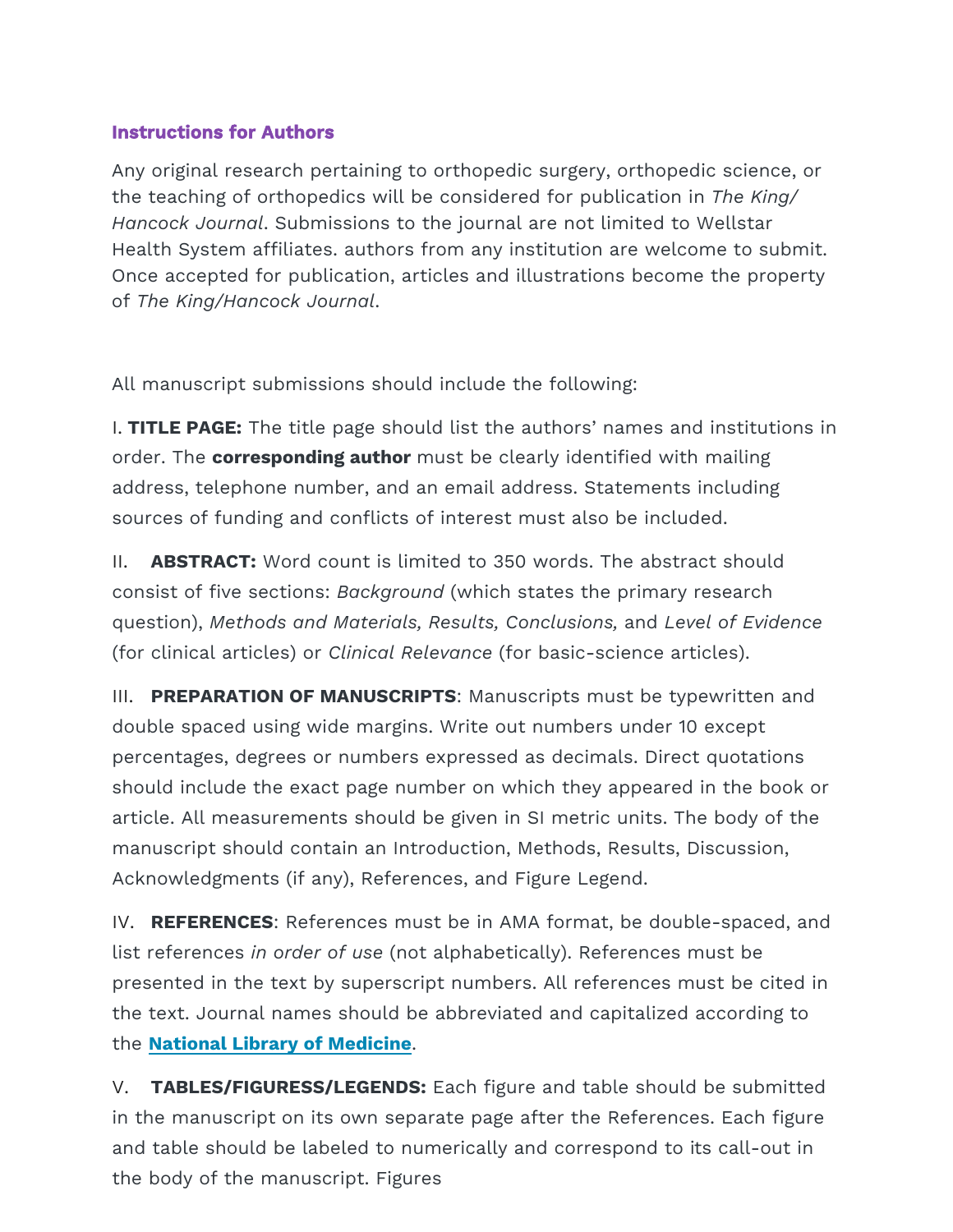## Instructions for Authors

Any original research pertaining to orthopedic surgery, orthopedic science, or the teaching of orthopedics will be considered for publication in *The King/Hancock Journal*. Submissions to the journal are not limited to Wellstar Health System affiliates. authors from any institution are welcome to submit. Once accepted for publication, articles and illustrations become the property of *The King/Hancock Journal*.

All manuscript submissions should include the following:

I. **TITLE PAGE:** The title page should list the authors' names and institutions in order. The **corresponding author** must be clearly identified with mailing address, telephone number, and an email address. Statements including sources of funding and conflicts of interest must also be included.

II. **ABSTRACT:** Word count is limited to 350 words. The abstract should consist of five sections: *Background* (which states the primary research question), *Methods and Materials, Results, Conclusions,* and *Level of Evidence* (for clinical articles) or *Clinical Relevance* (for basic-science articles).

III. **PREPARATION OF MANUSCRIPTS**: Manuscripts must be typewritten and double spaced using wide margins. Write out numbers under 10 except percentages, degrees or numbers expressed as decimals. Direct quotations should include the exact page number on which they appeared in the book or article. All measurements should be given in SI metric units. The body of the manuscript should contain an Introduction, Methods, Results, Discussion, Acknowledgments (if any), References, and Figure Legend.

IV. **REFERENCES**: References must be in AMA format, be double-spaced, and list references *in order of use* (not alphabetically). References must be presented in the text by superscript numbers. All references must be cited in the text. Journal names should be abbreviated and capitalized according to the **National Library of Medicine**.

V. **TABLES/FIGURESS/LEGENDS:** Each figure and table should be submitted in the manuscript on its own separate page after the References. Each figure and table should be labeled to numerically and correspond to its call-out in the body of the manuscript. Figures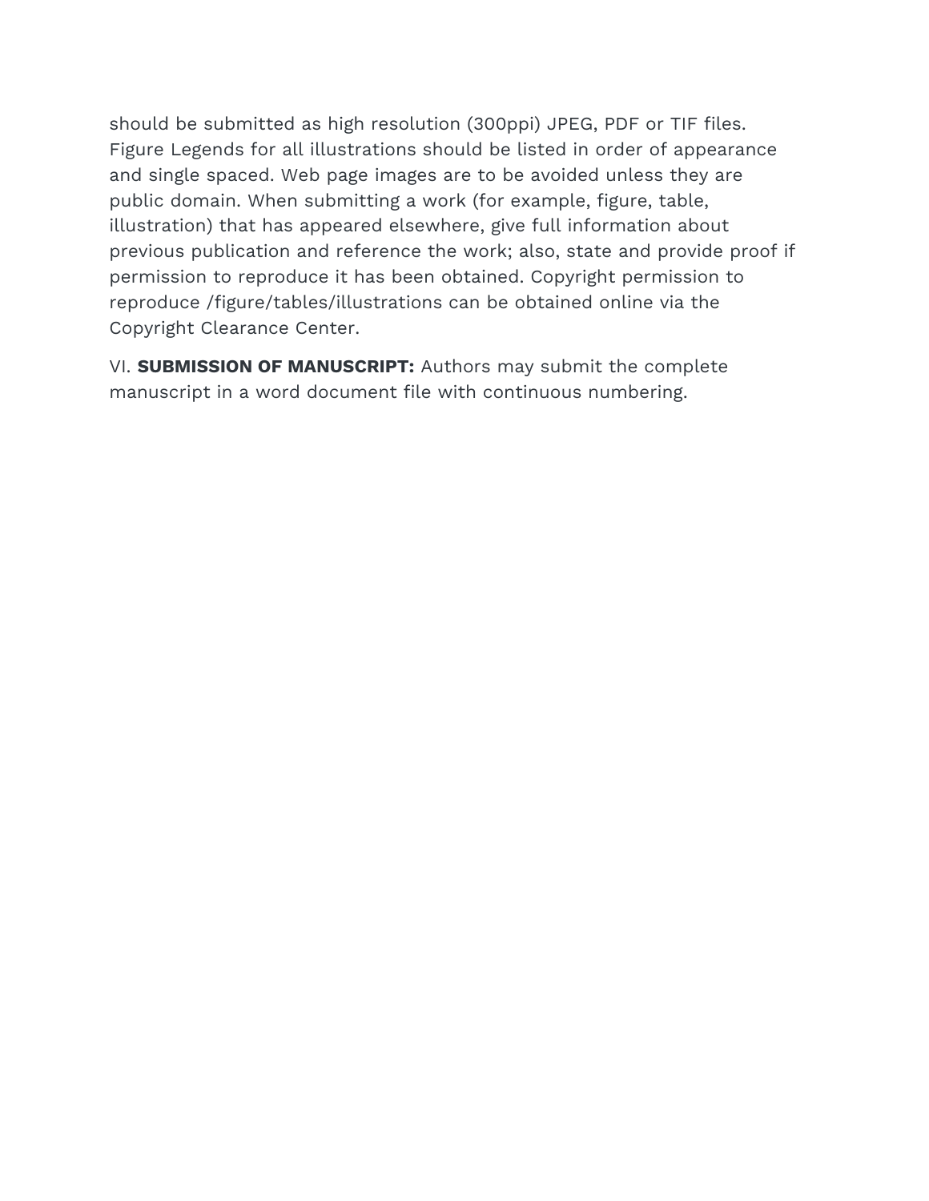should be submitted as high resolution (300ppi) JPEG, PDF or TIF files. Figure Legends for all illustrations should be listed in order of appearance and single spaced. Web page images are to be avoided unless they are public domain. When submitting a work (for example, figure, table, illustration) that has appeared elsewhere, give full information about previous publication and reference the work; also, state and provide proof if permission to reproduce it has been obtained. Copyright permission to reproduce /figure/tables/illustrations can be obtained online via the Copyright Clearance Center.

VI. **SUBMISSION OF MANUSCRIPT:** Authors may submit the complete manuscript in a word document file with continuous numbering.